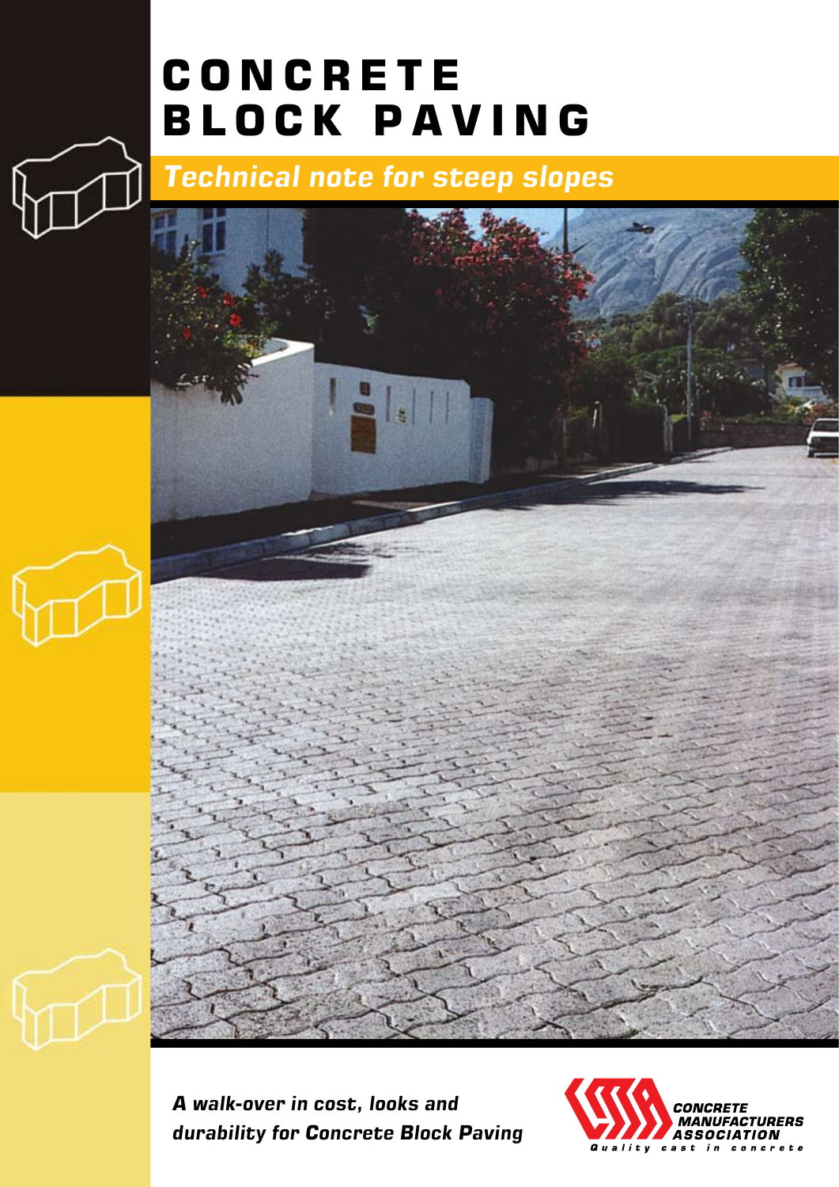# CONCRETE BLOCK PAVING

## *Technical note for steep slopes*

***A walk-over in cost, looks and durability for Concrete Block Paving***

CONCRETE MANUFACTURERS ASSOCIATION

*Quality cast in concrete*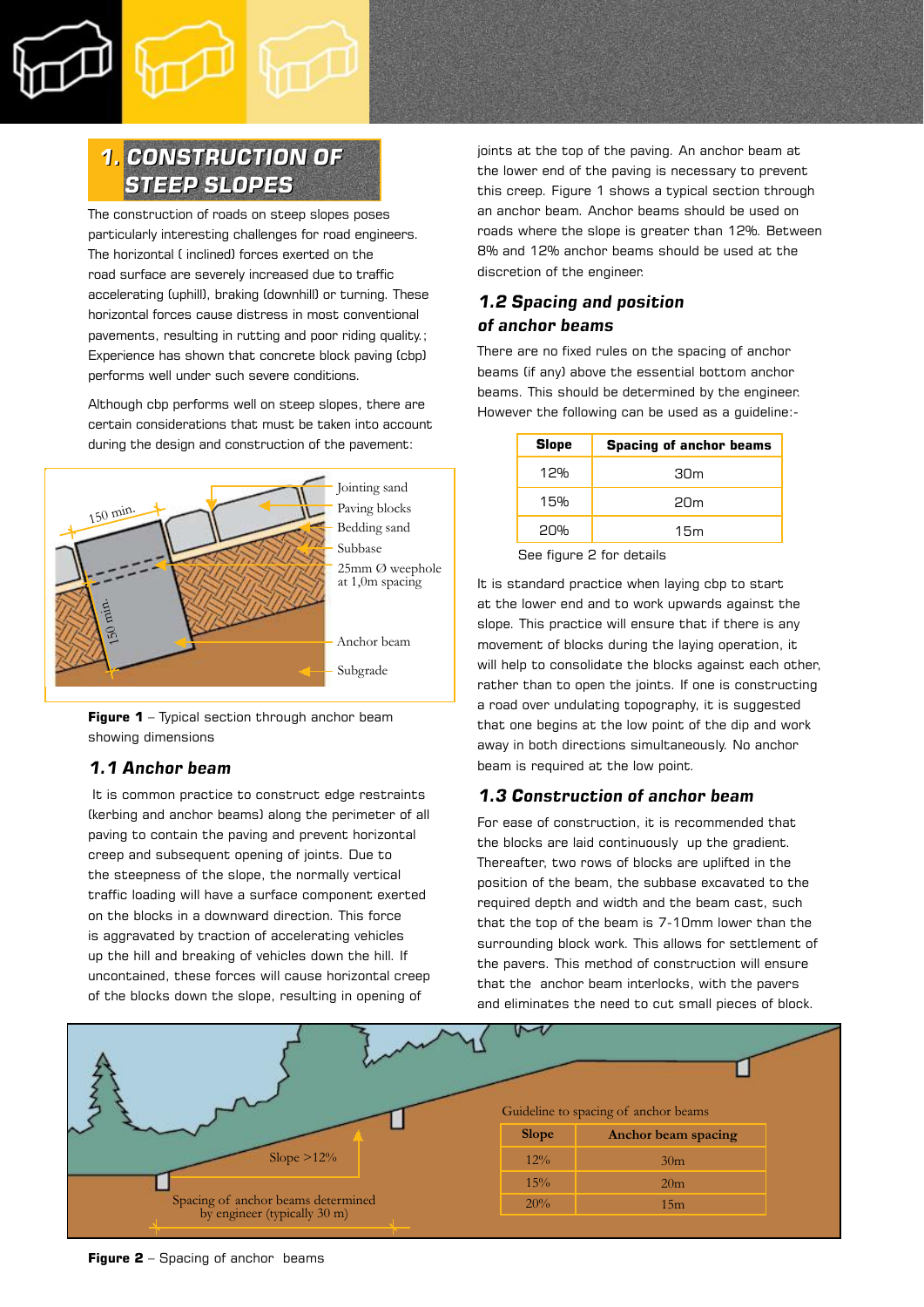## 1. CONSTRUCTION OF STEEP SLOPES

The construction of roads on steep slopes poses particularly interesting challenges for road engineers. The horizontal ( inclined) forces exerted on the road surface are severely increased due to traffic accelerating (uphill), braking (downhill) or turning. These horizontal forces cause distress in most conventional pavements, resulting in rutting and poor riding quality.; Experience has shown that concrete block paving (cbp) performs well under such severe conditions.

Although cbp performs well on steep slopes, there are certain considerations that must be taken into account during the design and construction of the pavement:

**Figure 1** – Typical section through anchor beam showing dimensions

### 1.1 Anchor beam

It is common practice to construct edge restraints (kerbing and anchor beams) along the perimeter of all paving to contain the paving and prevent horizontal creep and subsequent opening of joints. Due to the steepness of the slope, the normally vertical traffic loading will have a surface component exerted on the blocks in a downward direction. This force is aggravated by traction of accelerating vehicles up the hill and breaking of vehicles down the hill. If uncontained, these forces will cause horizontal creep of the blocks down the slope, resulting in opening of joints at the top of the paving. An anchor beam at the lower end of the paving is necessary to prevent this creep. Figure 1 shows a typical section through an anchor beam. Anchor beams should be used on roads where the slope is greater than 12%. Between 8% and 12% anchor beams should be used at the discretion of the engineer.

### 1.2 Spacing and position of anchor beams

There are no fixed rules on the spacing of anchor beams (if any) above the essential bottom anchor beams. This should be determined by the engineer. However the following can be used as a guideline:-

| Slope | Spacing of anchor beams |
|---|---|
| 12% | 30m |
| 15% | 20m |
| 20% | 15m |

See figure 2 for details

It is standard practice when laying cbp to start at the lower end and to work upwards against the slope. This practice will ensure that if there is any movement of blocks during the laying operation, it will help to consolidate the blocks against each other, rather than to open the joints. If one is constructing a road over undulating topography, it is suggested that one begins at the low point of the dip and work away in both directions simultaneously. No anchor beam is required at the low point.

### 1.3 Construction of anchor beam

For ease of construction, it is recommended that the blocks are laid continuously up the gradient. Thereafter, two rows of blocks are uplifted in the position of the beam, the subbase excavated to the required depth and width and the beam cast, such that the top of the beam is 7-10mm lower than the surrounding block work. This allows for settlement of the pavers. This method of construction will ensure that the anchor beam interlocks, with the pavers and eliminates the need to cut small pieces of block.

**Figure 2** – Spacing of anchor beams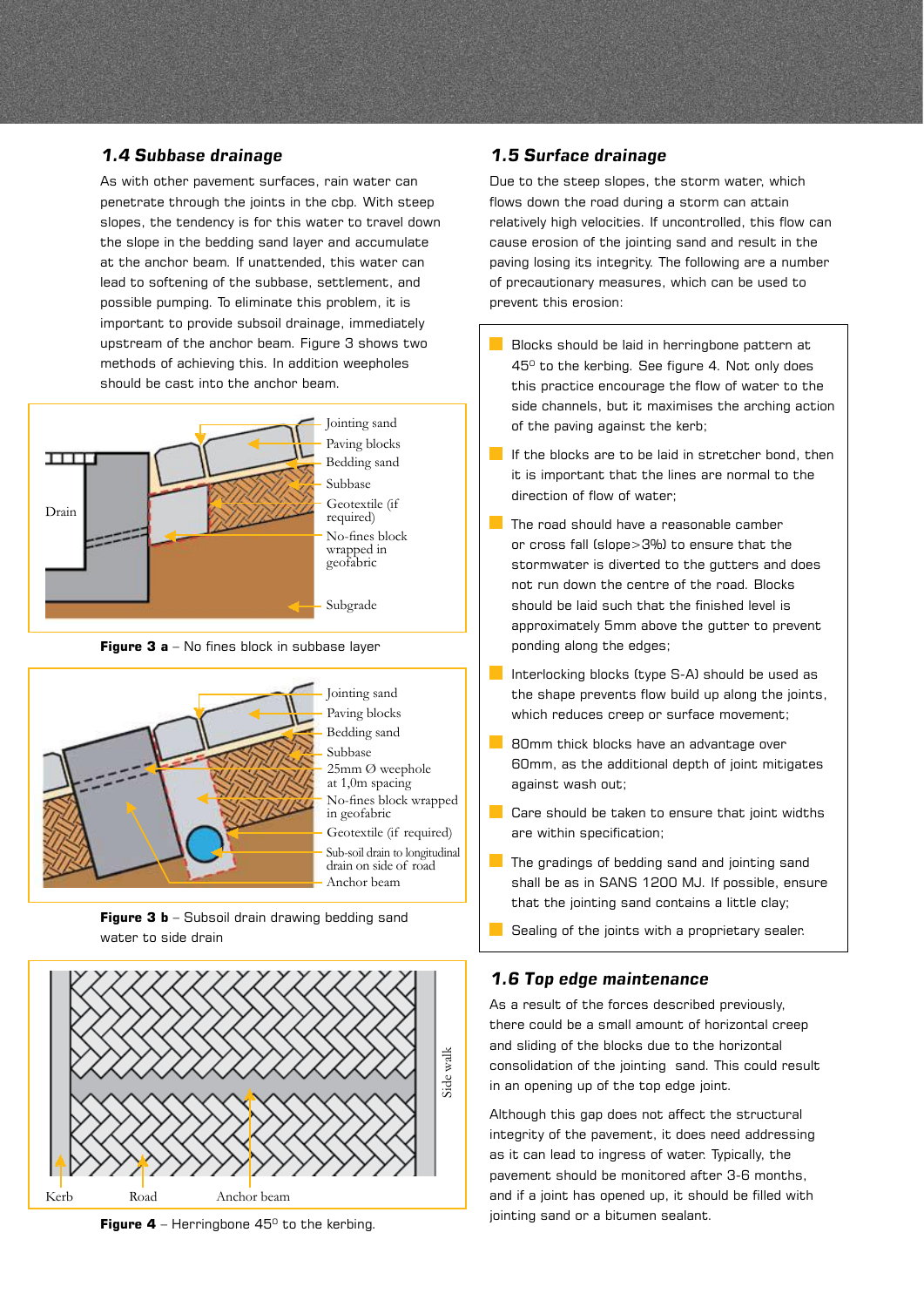## 1.4 Subbase drainage

As with other pavement surfaces, rain water can penetrate through the joints in the cbp. With steep slopes, the tendency is for this water to travel down the slope in the bedding sand layer and accumulate at the anchor beam. If unattended, this water can lead to softening of the subbase, settlement, and possible pumping. To eliminate this problem, it is important to provide subsoil drainage, immediately upstream of the anchor beam. Figure 3 shows two methods of achieving this. In addition weepholes should be cast into the anchor beam.

Drain

Jointing sand
Paving blocks
Bedding sand
Subbase
Geotextile (if required)
No-fines block wrapped in geofabric
Subgrade

**Figure 3 a** – No fines block in subbase layer

Jointing sand
Paving blocks
Bedding sand
Subbase
25mm Ø weephole at 1,0m spacing
No-fines block wrapped in geofabric
Geotextile (if required)
Sub-soil drain to longitudinal drain on side of road
Anchor beam

**Figure 3 b** – Subsoil drain drawing bedding sand water to side drain

Side walk

Kerb   Road   Anchor beam

**Figure 4** – Herringbone 45° to the kerbing.

## 1.5 Surface drainage

Due to the steep slopes, the storm water, which flows down the road during a storm can attain relatively high velocities. If uncontrolled, this flow can cause erosion of the jointing sand and result in the paving losing its integrity. The following are a number of precautionary measures, which can be used to prevent this erosion:

- Blocks should be laid in herringbone pattern at 45° to the kerbing. See figure 4. Not only does this practice encourage the flow of water to the side channels, but it maximises the arching action of the paving against the kerb;
- If the blocks are to be laid in stretcher bond, then it is important that the lines are normal to the direction of flow of water;
- The road should have a reasonable camber or cross fall (slope>3%) to ensure that the stormwater is diverted to the gutters and does not run down the centre of the road. Blocks should be laid such that the finished level is approximately 5mm above the gutter to prevent ponding along the edges;
- Interlocking blocks (type S-A) should be used as the shape prevents flow build up along the joints, which reduces creep or surface movement;
- 80mm thick blocks have an advantage over 60mm, as the additional depth of joint mitigates against wash out;
- Care should be taken to ensure that joint widths are within specification;
- The gradings of bedding sand and jointing sand shall be as in SANS 1200 MJ. If possible, ensure that the jointing sand contains a little clay;
- Sealing of the joints with a proprietary sealer.

## 1.6 Top edge maintenance

As a result of the forces described previously, there could be a small amount of horizontal creep and sliding of the blocks due to the horizontal consolidation of the jointing sand. This could result in an opening up of the top edge joint.

Although this gap does not affect the structural integrity of the pavement, it does need addressing as it can lead to ingress of water. Typically, the pavement should be monitored after 3-6 months, and if a joint has opened up, it should be filled with jointing sand or a bitumen sealant.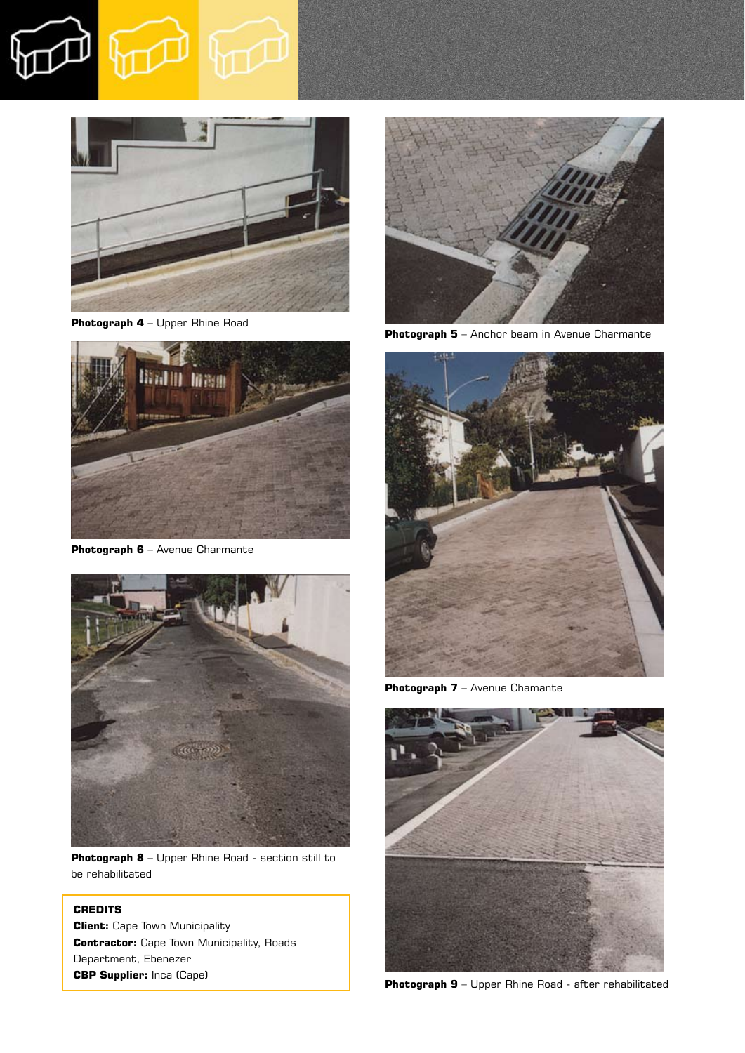Photograph 4 – Upper Rhine Road

Photograph 5 – Anchor beam in Avenue Charmante

Photograph 6 – Avenue Charmante

Photograph 7 – Avenue Chamante

Photograph 8 – Upper Rhine Road - section still to be rehabilitated

Photograph 9 – Upper Rhine Road - after rehabilitated

**CREDITS**

**Client:** Cape Town Municipality

**Contractor:** Cape Town Municipality, Roads Department, Ebenezer

**CBP Supplier:** Inca (Cape)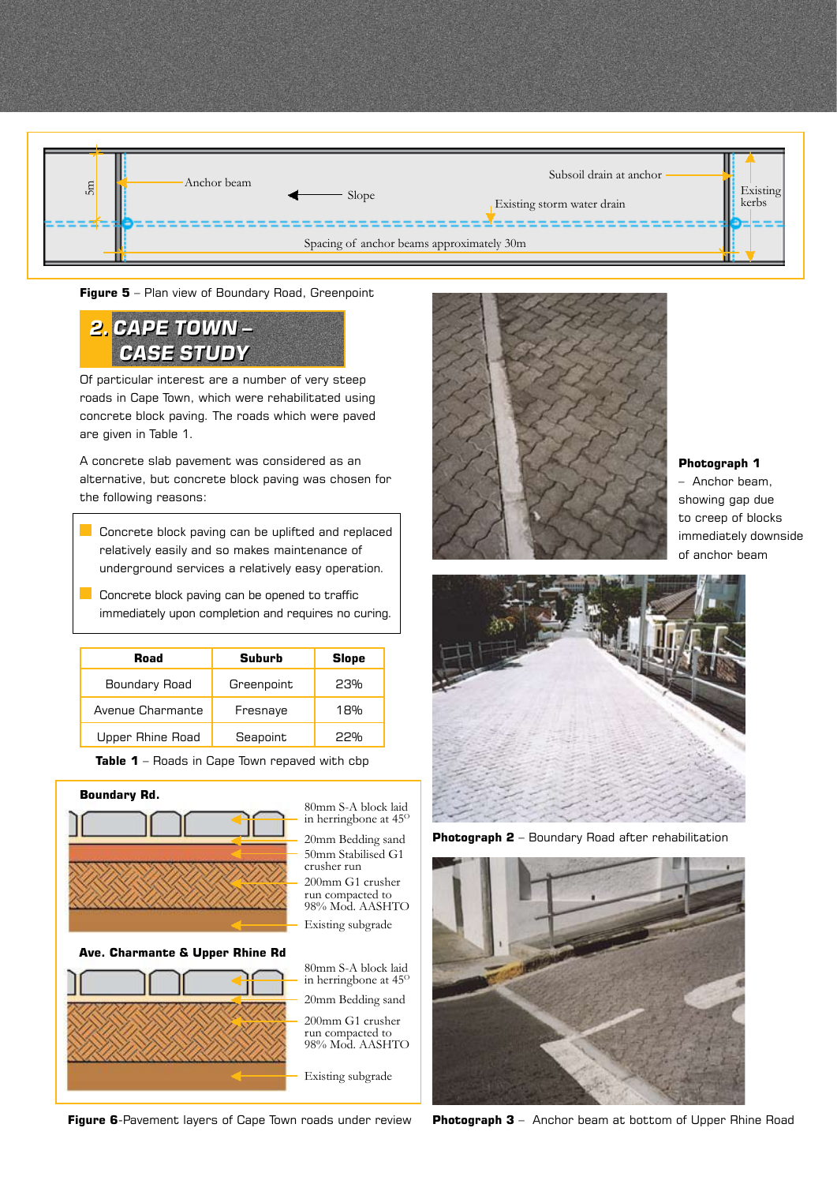**Figure 5** – Plan view of Boundary Road, Greenpoint

## 2. CAPE TOWN – CASE STUDY

Of particular interest are a number of very steep roads in Cape Town, which were rehabilitated using concrete block paving. The roads which were paved are given in Table 1.

A concrete slab pavement was considered as an alternative, but concrete block paving was chosen for the following reasons:

- Concrete block paving can be uplifted and replaced relatively easily and so makes maintenance of underground services a relatively easy operation.
- Concrete block paving can be opened to traffic immediately upon completion and requires no curing.

| Road | Suburb | Slope |
|---|---|---|
| Boundary Road | Greenpoint | 23% |
| Avenue Charmante | Fresnaye | 18% |
| Upper Rhine Road | Seapoint | 22% |

**Table 1** – Roads in Cape Town repaved with cbp

**Figure 6**-Pavement layers of Cape Town roads under review

**Photograph 1** – Anchor beam, showing gap due to creep of blocks immediately downside of anchor beam

**Photograph 2** – Boundary Road after rehabilitation

**Photograph 3** – Anchor beam at bottom of Upper Rhine Road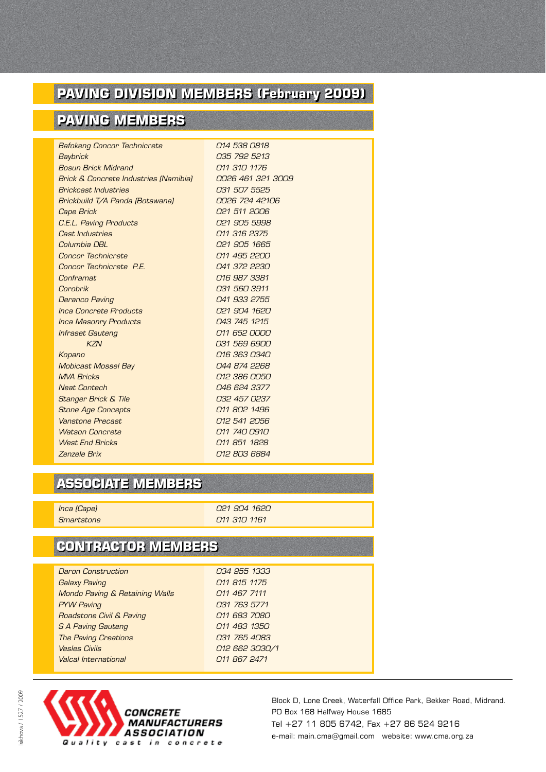# PAVING DIVISION MEMBERS (February 2009)

## PAVING MEMBERS

| | |
|---|---|
| Bafokeng Concor Technicrete | 014 538 0818 |
| Baybrick | 035 792 5213 |
| Bosun Brick Midrand | 011 310 1176 |
| Brick & Concrete Industries (Namibia) | 0026 461 321 3009 |
| Brickcast Industries | 031 507 5525 |
| Brickbuild T/A Panda (Botswana) | 0026 724 42106 |
| Cape Brick | 021 511 2006 |
| C.E.L. Paving Products | 021 905 5998 |
| Cast Industries | 011 316 2375 |
| Columbia DBL | 021 905 1665 |
| Concor Technicrete | 011 495 2200 |
| Concor Technicrete P.E. | 041 372 2230 |
| Conframat | 016 987 3381 |
| Corobrik | 031 560 3911 |
| Deranco Paving | 041 933 2755 |
| Inca Concrete Products | 021 904 1620 |
| Inca Masonry Products | 043 745 1215 |
| Infraset Gauteng | 011 652 0000 |
| KZN | 031 569 6900 |
| Kopano | 016 363 0340 |
| Mobicast Mossel Bay | 044 874 2268 |
| MVA Bricks | 012 386 0050 |
| Neat Contech | 046 624 3377 |
| Stanger Brick & Tile | 032 457 0237 |
| Stone Age Concepts | 011 802 1496 |
| Vanstone Precast | 012 541 2056 |
| Watson Concrete | 011 740 0910 |
| West End Bricks | 011 851 1828 |
| Zenzele Brix | 012 803 6884 |

## ASSOCIATE MEMBERS

| | |
|---|---|
| Inca (Cape) | 021 904 1620 |
| Smartstone | 011 310 1161 |

## CONTRACTOR MEMBERS

| | |
|---|---|
| Daron Construction | 034 955 1333 |
| Galaxy Paving | 011 815 1175 |
| Mondo Paving & Retaining Walls | 011 467 7111 |
| PYW Paving | 031 763 5771 |
| Roadstone Civil & Paving | 011 683 7080 |
| S A Paving Gauteng | 011 483 1350 |
| The Paving Creations | 031 765 4083 |
| Vesles Civils | 012 662 3030/1 |
| Valcal International | 011 867 2471 |

CONCRETE MANUFACTURERS ASSOCIATION
Quality cast in concrete

Block D, Lone Creek, Waterfall Office Park, Bekker Road, Midrand.
PO Box 168 Halfway House 1685
Tel +27 11 805 6742, Fax +27 86 524 9216
e-mail: main.cma@gmail.com website: www.cma.org.za

Isikhova / 1527 / 2009